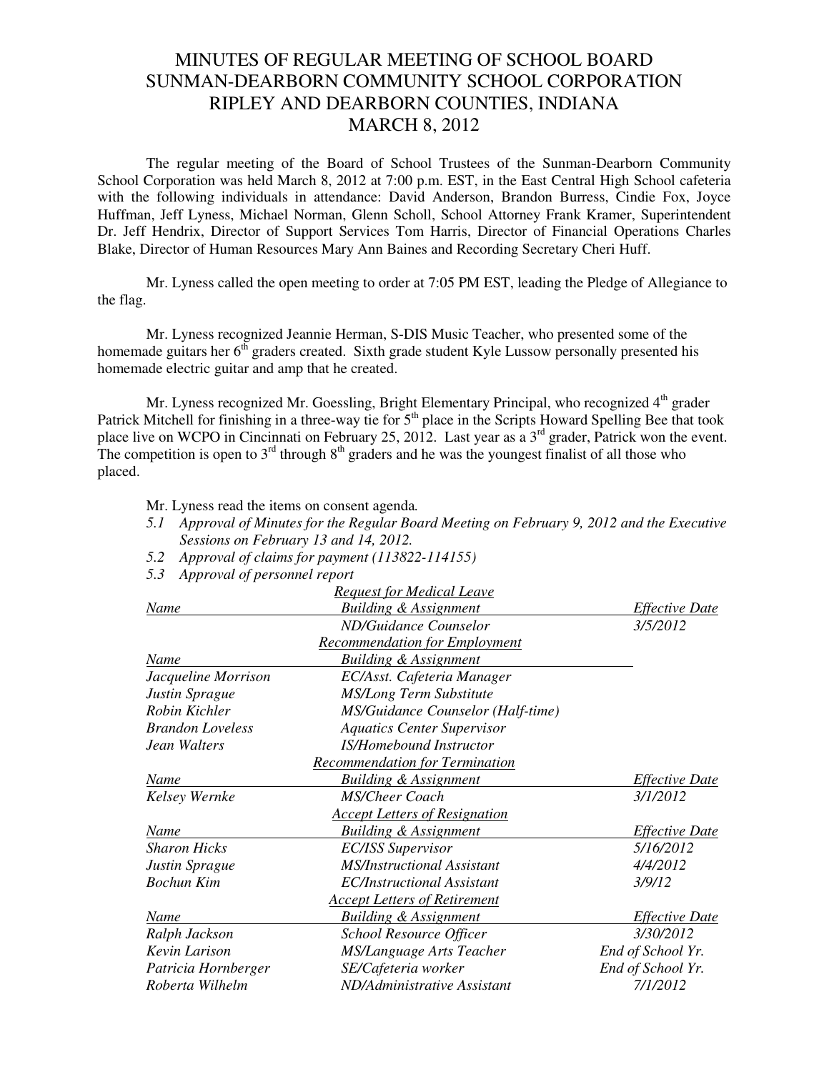# MINUTES OF REGULAR MEETING OF SCHOOL BOARD
# SUNMAN-DEARBORN COMMUNITY SCHOOL CORPORATION
# RIPLEY AND DEARBORN COUNTIES, INDIANA
# MARCH 8, 2012

The regular meeting of the Board of School Trustees of the Sunman-Dearborn Community School Corporation was held March 8, 2012 at 7:00 p.m. EST, in the East Central High School cafeteria with the following individuals in attendance: David Anderson, Brandon Burress, Cindie Fox, Joyce Huffman, Jeff Lyness, Michael Norman, Glenn Scholl, School Attorney Frank Kramer, Superintendent Dr. Jeff Hendrix, Director of Support Services Tom Harris, Director of Financial Operations Charles Blake, Director of Human Resources Mary Ann Baines and Recording Secretary Cheri Huff.

Mr. Lyness called the open meeting to order at 7:05 PM EST, leading the Pledge of Allegiance to the flag.

Mr. Lyness recognized Jeannie Herman, S-DIS Music Teacher, who presented some of the homemade guitars her 6th graders created. Sixth grade student Kyle Lussow personally presented his homemade electric guitar and amp that he created.

Mr. Lyness recognized Mr. Goessling, Bright Elementary Principal, who recognized 4th grader Patrick Mitchell for finishing in a three-way tie for 5th place in the Scripts Howard Spelling Bee that took place live on WCPO in Cincinnati on February 25, 2012. Last year as a 3rd grader, Patrick won the event. The competition is open to 3rd through 8th graders and he was the youngest finalist of all those who placed.

Mr. Lyness read the items on consent agenda.

*5.1 Approval of Minutes for the Regular Board Meeting on February 9, 2012 and the Executive Sessions on February 13 and 14, 2012.*

*5.2 Approval of claims for payment (113822-114155)*

*5.3 Approval of personnel report*

| | *Request for Medical Leave* | |
|---|---|---|
| *Name* | *Building & Assignment* | *Effective Date* |
| | *ND/Guidance Counselor* | *3/5/2012* |
| | *Recommendation for Employment* | |
| *Name* | *Building & Assignment* | |
| *Jacqueline Morrison* | *EC/Asst. Cafeteria Manager* | |
| *Justin Sprague* | *MS/Long Term Substitute* | |
| *Robin Kichler* | *MS/Guidance Counselor (Half-time)* | |
| *Brandon Loveless* | *Aquatics Center Supervisor* | |
| *Jean Walters* | *IS/Homebound Instructor* | |
| | *Recommendation for Termination* | |
| *Name* | *Building & Assignment* | *Effective Date* |
| *Kelsey Wernke* | *MS/Cheer Coach* | *3/1/2012* |
| | *Accept Letters of Resignation* | |
| *Name* | *Building & Assignment* | *Effective Date* |
| *Sharon Hicks* | *EC/ISS Supervisor* | *5/16/2012* |
| *Justin Sprague* | *MS/Instructional Assistant* | *4/4/2012* |
| *Bochun Kim* | *EC/Instructional Assistant* | *3/9/12* |
| | *Accept Letters of Retirement* | |
| *Name* | *Building & Assignment* | *Effective Date* |
| *Ralph Jackson* | *School Resource Officer* | *3/30/2012* |
| *Kevin Larison* | *MS/Language Arts Teacher* | *End of School Yr.* |
| *Patricia Hornberger* | *SE/Cafeteria worker* | *End of School Yr.* |
| *Roberta Wilhelm* | *ND/Administrative Assistant* | *7/1/2012* |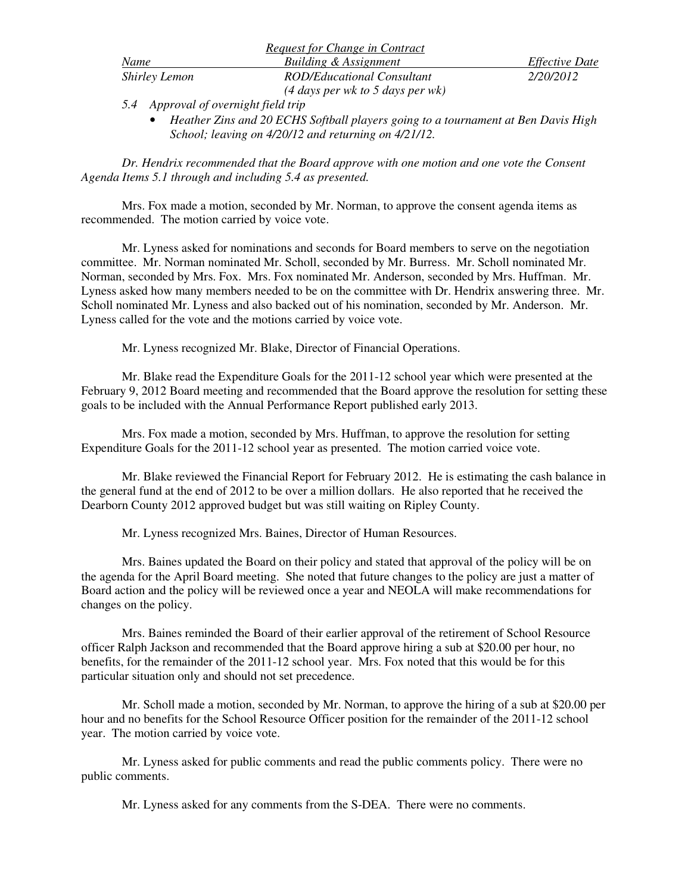*Request for Change in Contract*

| *Name* | *Building & Assignment* | *Effective Date* |
|---|---|---|
| *Shirley Lemon* | *ROD/Educational Consultant (4 days per wk to 5 days per wk)* | *2/20/2012* |

*5.4 Approval of overnight field trip*

- *Heather Zins and 20 ECHS Softball players going to a tournament at Ben Davis High School; leaving on 4/20/12 and returning on 4/21/12.*

*Dr. Hendrix recommended that the Board approve with one motion and one vote the Consent Agenda Items 5.1 through and including 5.4 as presented.*

Mrs. Fox made a motion, seconded by Mr. Norman, to approve the consent agenda items as recommended. The motion carried by voice vote.

Mr. Lyness asked for nominations and seconds for Board members to serve on the negotiation committee. Mr. Norman nominated Mr. Scholl, seconded by Mr. Burress. Mr. Scholl nominated Mr. Norman, seconded by Mrs. Fox. Mrs. Fox nominated Mr. Anderson, seconded by Mrs. Huffman. Mr. Lyness asked how many members needed to be on the committee with Dr. Hendrix answering three. Mr. Scholl nominated Mr. Lyness and also backed out of his nomination, seconded by Mr. Anderson. Mr. Lyness called for the vote and the motions carried by voice vote.

Mr. Lyness recognized Mr. Blake, Director of Financial Operations.

Mr. Blake read the Expenditure Goals for the 2011-12 school year which were presented at the February 9, 2012 Board meeting and recommended that the Board approve the resolution for setting these goals to be included with the Annual Performance Report published early 2013.

Mrs. Fox made a motion, seconded by Mrs. Huffman, to approve the resolution for setting Expenditure Goals for the 2011-12 school year as presented. The motion carried voice vote.

Mr. Blake reviewed the Financial Report for February 2012. He is estimating the cash balance in the general fund at the end of 2012 to be over a million dollars. He also reported that he received the Dearborn County 2012 approved budget but was still waiting on Ripley County.

Mr. Lyness recognized Mrs. Baines, Director of Human Resources.

Mrs. Baines updated the Board on their policy and stated that approval of the policy will be on the agenda for the April Board meeting. She noted that future changes to the policy are just a matter of Board action and the policy will be reviewed once a year and NEOLA will make recommendations for changes on the policy.

Mrs. Baines reminded the Board of their earlier approval of the retirement of School Resource officer Ralph Jackson and recommended that the Board approve hiring a sub at $20.00 per hour, no benefits, for the remainder of the 2011-12 school year. Mrs. Fox noted that this would be for this particular situation only and should not set precedence.

Mr. Scholl made a motion, seconded by Mr. Norman, to approve the hiring of a sub at $20.00 per hour and no benefits for the School Resource Officer position for the remainder of the 2011-12 school year. The motion carried by voice vote.

Mr. Lyness asked for public comments and read the public comments policy. There were no public comments.

Mr. Lyness asked for any comments from the S-DEA. There were no comments.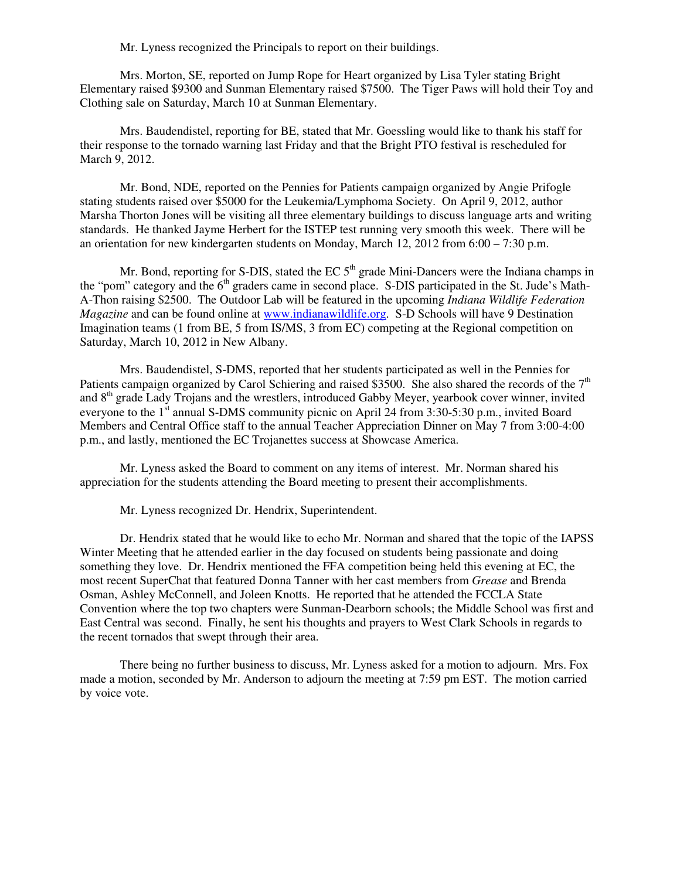Mr. Lyness recognized the Principals to report on their buildings.

Mrs. Morton, SE, reported on Jump Rope for Heart organized by Lisa Tyler stating Bright Elementary raised $9300 and Sunman Elementary raised $7500. The Tiger Paws will hold their Toy and Clothing sale on Saturday, March 10 at Sunman Elementary.

Mrs. Baudendistel, reporting for BE, stated that Mr. Goessling would like to thank his staff for their response to the tornado warning last Friday and that the Bright PTO festival is rescheduled for March 9, 2012.

Mr. Bond, NDE, reported on the Pennies for Patients campaign organized by Angie Prifogle stating students raised over $5000 for the Leukemia/Lymphoma Society. On April 9, 2012, author Marsha Thorton Jones will be visiting all three elementary buildings to discuss language arts and writing standards. He thanked Jayme Herbert for the ISTEP test running very smooth this week. There will be an orientation for new kindergarten students on Monday, March 12, 2012 from 6:00 – 7:30 p.m.

Mr. Bond, reporting for S-DIS, stated the EC 5th grade Mini-Dancers were the Indiana champs in the "pom" category and the 6th graders came in second place. S-DIS participated in the St. Jude's Math-A-Thon raising $2500. The Outdoor Lab will be featured in the upcoming *Indiana Wildlife Federation Magazine* and can be found online at www.indianawildlife.org. S-D Schools will have 9 Destination Imagination teams (1 from BE, 5 from IS/MS, 3 from EC) competing at the Regional competition on Saturday, March 10, 2012 in New Albany.

Mrs. Baudendistel, S-DMS, reported that her students participated as well in the Pennies for Patients campaign organized by Carol Schiering and raised $3500. She also shared the records of the 7th and 8th grade Lady Trojans and the wrestlers, introduced Gabby Meyer, yearbook cover winner, invited everyone to the 1st annual S-DMS community picnic on April 24 from 3:30-5:30 p.m., invited Board Members and Central Office staff to the annual Teacher Appreciation Dinner on May 7 from 3:00-4:00 p.m., and lastly, mentioned the EC Trojanettes success at Showcase America.

Mr. Lyness asked the Board to comment on any items of interest. Mr. Norman shared his appreciation for the students attending the Board meeting to present their accomplishments.

Mr. Lyness recognized Dr. Hendrix, Superintendent.

Dr. Hendrix stated that he would like to echo Mr. Norman and shared that the topic of the IAPSS Winter Meeting that he attended earlier in the day focused on students being passionate and doing something they love. Dr. Hendrix mentioned the FFA competition being held this evening at EC, the most recent SuperChat that featured Donna Tanner with her cast members from *Grease* and Brenda Osman, Ashley McConnell, and Joleen Knotts. He reported that he attended the FCCLA State Convention where the top two chapters were Sunman-Dearborn schools; the Middle School was first and East Central was second. Finally, he sent his thoughts and prayers to West Clark Schools in regards to the recent tornados that swept through their area.

There being no further business to discuss, Mr. Lyness asked for a motion to adjourn. Mrs. Fox made a motion, seconded by Mr. Anderson to adjourn the meeting at 7:59 pm EST. The motion carried by voice vote.